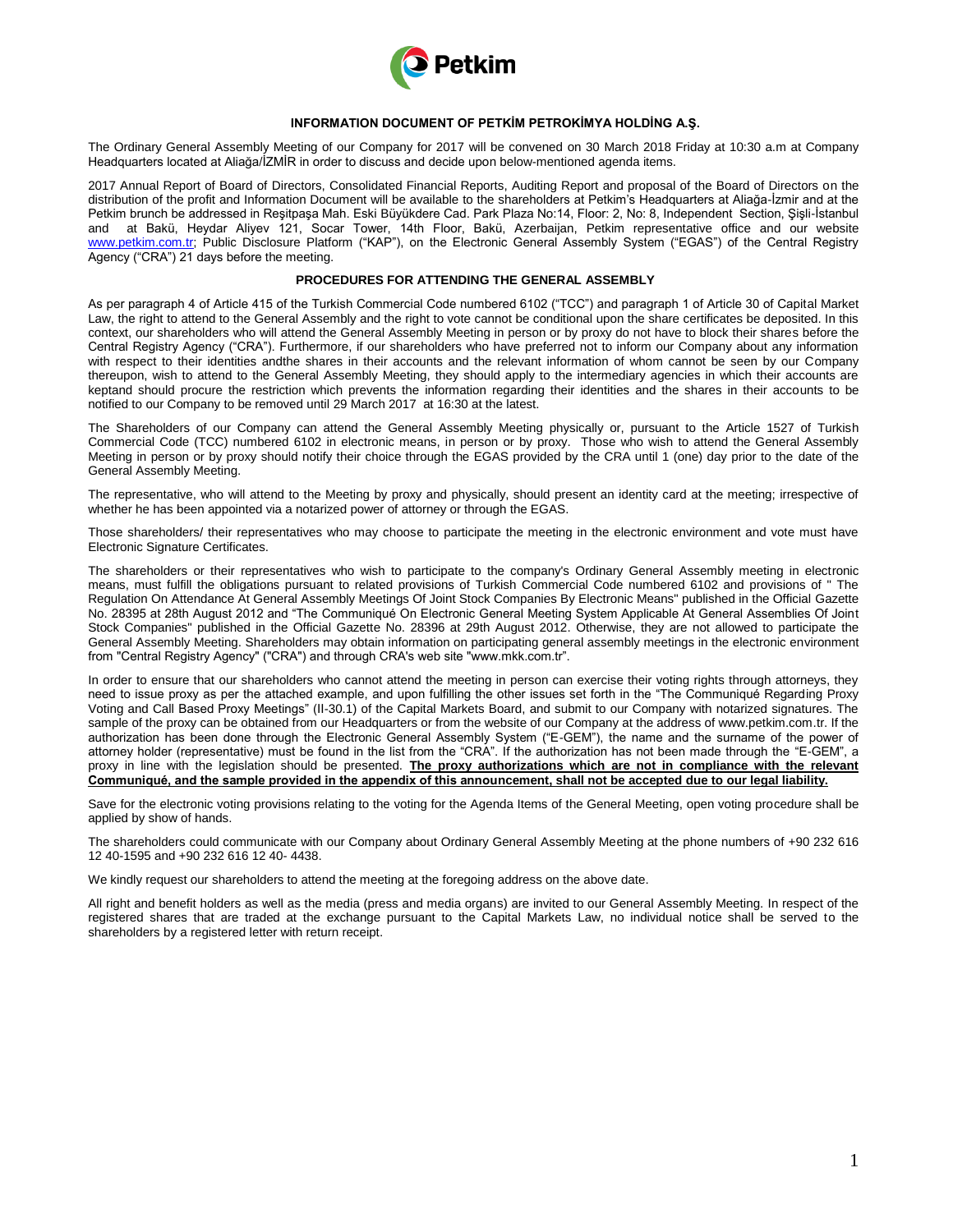# INFORMATION DOCUMENT OF PETKİM PETROKİMYA HOLDİNG A.Ş.

The Ordinary General Assembly Meeting of our Company for 2017 will be convened on 30 March 2018 Friday at 10:30 a.m at Company Headquarters located at Aliağa/İZMİR in order to discuss and decide upon below-mentioned agenda items.

2017 Annual Report of Board of Directors, Consolidated Financial Reports, Auditing Report and proposal of the Board of Directors on the distribution of the profit and Information Document will be available to the shareholders at Petkim's Headquarters at Aliağa-İzmir and at the Petkim brunch be addressed in Reşitpaşa Mah. Eski Büyükdere Cad. Park Plaza No:14, Floor: 2, No: 8, Independent Section, Şişli-İstanbul and at Bakü, Heydar Aliyev 121, Socar Tower, 14th Floor, Bakü, Azerbaijan, Petkim representative office and our website www.petkim.com.tr; Public Disclosure Platform ("KAP"), on the Electronic General Assembly System ("EGAS") of the Central Registry Agency ("CRA") 21 days before the meeting.

## PROCEDURES FOR ATTENDING THE GENERAL ASSEMBLY

As per paragraph 4 of Article 415 of the Turkish Commercial Code numbered 6102 ("TCC") and paragraph 1 of Article 30 of Capital Market Law, the right to attend to the General Assembly and the right to vote cannot be conditional upon the share certificates be deposited. In this context, our shareholders who will attend the General Assembly Meeting in person or by proxy do not have to block their shares before the Central Registry Agency ("CRA"). Furthermore, if our shareholders who have preferred not to inform our Company about any information with respect to their identities andthe shares in their accounts and the relevant information of whom cannot be seen by our Company thereupon, wish to attend to the General Assembly Meeting, they should apply to the intermediary agencies in which their accounts are keptand should procure the restriction which prevents the information regarding their identities and the shares in their accounts to be notified to our Company to be removed until 29 March 2017 at 16:30 at the latest.

The Shareholders of our Company can attend the General Assembly Meeting physically or, pursuant to the Article 1527 of Turkish Commercial Code (TCC) numbered 6102 in electronic means, in person or by proxy. Those who wish to attend the General Assembly Meeting in person or by proxy should notify their choice through the EGAS provided by the CRA until 1 (one) day prior to the date of the General Assembly Meeting.

The representative, who will attend to the Meeting by proxy and physically, should present an identity card at the meeting; irrespective of whether he has been appointed via a notarized power of attorney or through the EGAS.

Those shareholders/ their representatives who may choose to participate the meeting in the electronic environment and vote must have Electronic Signature Certificates.

The shareholders or their representatives who wish to participate to the company's Ordinary General Assembly meeting in electronic means, must fulfill the obligations pursuant to related provisions of Turkish Commercial Code numbered 6102 and provisions of " The Regulation On Attendance At General Assembly Meetings Of Joint Stock Companies By Electronic Means" published in the Official Gazette No. 28395 at 28th August 2012 and "The Communiqué On Electronic General Meeting System Applicable At General Assemblies Of Joint Stock Companies" published in the Official Gazette No. 28396 at 29th August 2012. Otherwise, they are not allowed to participate the General Assembly Meeting. Shareholders may obtain information on participating general assembly meetings in the electronic environment from "Central Registry Agency" ("CRA") and through CRA's web site "www.mkk.com.tr".

In order to ensure that our shareholders who cannot attend the meeting in person can exercise their voting rights through attorneys, they need to issue proxy as per the attached example, and upon fulfilling the other issues set forth in the "The Communiqué Regarding Proxy Voting and Call Based Proxy Meetings" (II-30.1) of the Capital Markets Board, and submit to our Company with notarized signatures. The sample of the proxy can be obtained from our Headquarters or from the website of our Company at the address of www.petkim.com.tr. If the authorization has been done through the Electronic General Assembly System ("E-GEM"), the name and the surname of the power of attorney holder (representative) must be found in the list from the "CRA". If the authorization has not been made through the "E-GEM", a proxy in line with the legislation should be presented. **The proxy authorizations which are not in compliance with the relevant Communiqué, and the sample provided in the appendix of this announcement, shall not be accepted due to our legal liability.**

Save for the electronic voting provisions relating to the voting for the Agenda Items of the General Meeting, open voting procedure shall be applied by show of hands.

The shareholders could communicate with our Company about Ordinary General Assembly Meeting at the phone numbers of +90 232 616 12 40-1595 and +90 232 616 12 40- 4438.

We kindly request our shareholders to attend the meeting at the foregoing address on the above date.

All right and benefit holders as well as the media (press and media organs) are invited to our General Assembly Meeting. In respect of the registered shares that are traded at the exchange pursuant to the Capital Markets Law, no individual notice shall be served to the shareholders by a registered letter with return receipt.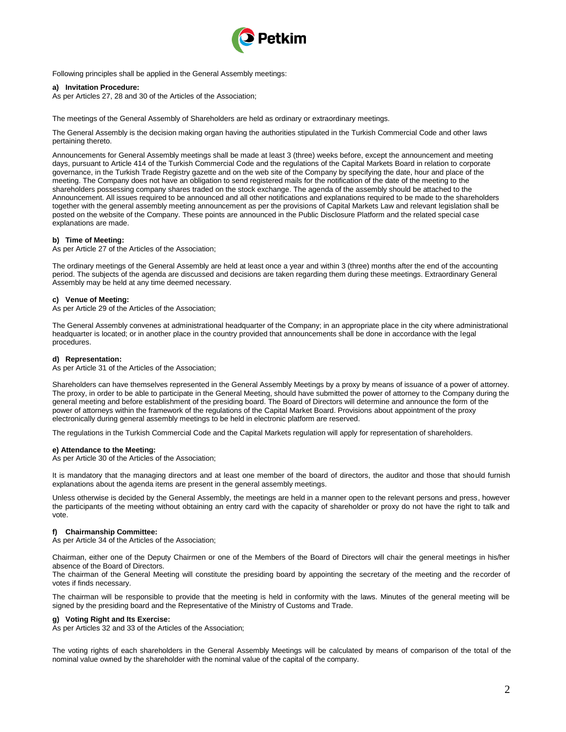Following principles shall be applied in the General Assembly meetings:

**a) Invitation Procedure:**

As per Articles 27, 28 and 30 of the Articles of the Association;

The meetings of the General Assembly of Shareholders are held as ordinary or extraordinary meetings.

The General Assembly is the decision making organ having the authorities stipulated in the Turkish Commercial Code and other laws pertaining thereto.

Announcements for General Assembly meetings shall be made at least 3 (three) weeks before, except the announcement and meeting days, pursuant to Article 414 of the Turkish Commercial Code and the regulations of the Capital Markets Board in relation to corporate governance, in the Turkish Trade Registry gazette and on the web site of the Company by specifying the date, hour and place of the meeting. The Company does not have an obligation to send registered mails for the notification of the date of the meeting to the shareholders possessing company shares traded on the stock exchange. The agenda of the assembly should be attached to the Announcement. All issues required to be announced and all other notifications and explanations required to be made to the shareholders together with the general assembly meeting announcement as per the provisions of Capital Markets Law and relevant legislation shall be posted on the website of the Company. These points are announced in the Public Disclosure Platform and the related special case explanations are made.

**b) Time of Meeting:**

As per Article 27 of the Articles of the Association;

The ordinary meetings of the General Assembly are held at least once a year and within 3 (three) months after the end of the accounting period. The subjects of the agenda are discussed and decisions are taken regarding them during these meetings. Extraordinary General Assembly may be held at any time deemed necessary.

**c) Venue of Meeting:**

As per Article 29 of the Articles of the Association;

The General Assembly convenes at administrational headquarter of the Company; in an appropriate place in the city where administrational headquarter is located; or in another place in the country provided that announcements shall be done in accordance with the legal procedures.

**d) Representation:**

As per Article 31 of the Articles of the Association;

Shareholders can have themselves represented in the General Assembly Meetings by a proxy by means of issuance of a power of attorney. The proxy, in order to be able to participate in the General Meeting, should have submitted the power of attorney to the Company during the general meeting and before establishment of the presiding board. The Board of Directors will determine and announce the form of the power of attorneys within the framework of the regulations of the Capital Market Board. Provisions about appointment of the proxy electronically during general assembly meetings to be held in electronic platform are reserved.

The regulations in the Turkish Commercial Code and the Capital Markets regulation will apply for representation of shareholders.

**e) Attendance to the Meeting:**

As per Article 30 of the Articles of the Association;

It is mandatory that the managing directors and at least one member of the board of directors, the auditor and those that should furnish explanations about the agenda items are present in the general assembly meetings.

Unless otherwise is decided by the General Assembly, the meetings are held in a manner open to the relevant persons and press, however the participants of the meeting without obtaining an entry card with the capacity of shareholder or proxy do not have the right to talk and vote.

**f) Chairmanship Committee:**

As per Article 34 of the Articles of the Association;

Chairman, either one of the Deputy Chairmen or one of the Members of the Board of Directors will chair the general meetings in his/her absence of the Board of Directors.
The chairman of the General Meeting will constitute the presiding board by appointing the secretary of the meeting and the recorder of votes if finds necessary.

The chairman will be responsible to provide that the meeting is held in conformity with the laws. Minutes of the general meeting will be signed by the presiding board and the Representative of the Ministry of Customs and Trade.

**g) Voting Right and Its Exercise:**

As per Articles 32 and 33 of the Articles of the Association;

The voting rights of each shareholders in the General Assembly Meetings will be calculated by means of comparison of the total of the nominal value owned by the shareholder with the nominal value of the capital of the company.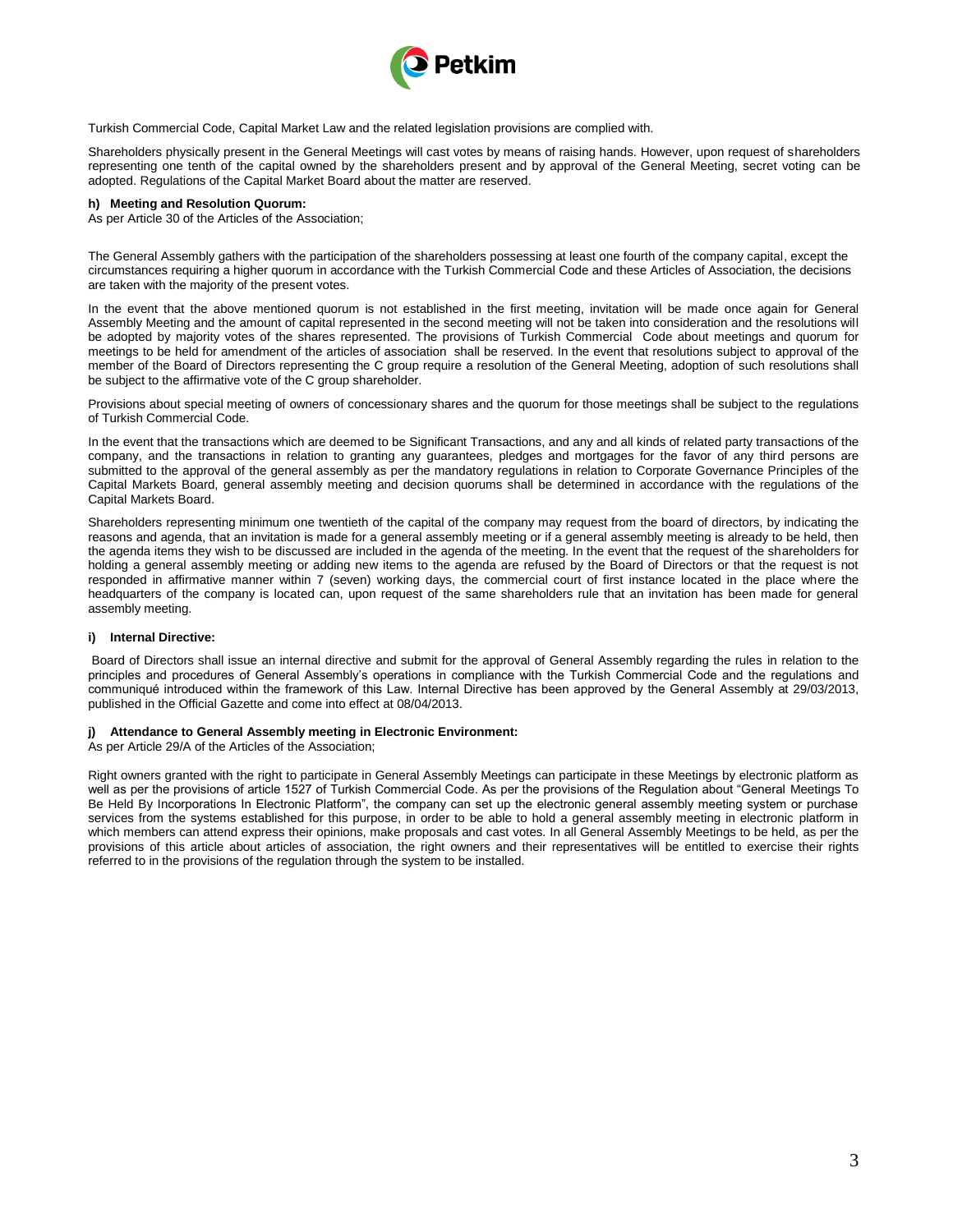Turkish Commercial Code, Capital Market Law and the related legislation provisions are complied with.

Shareholders physically present in the General Meetings will cast votes by means of raising hands. However, upon request of shareholders representing one tenth of the capital owned by the shareholders present and by approval of the General Meeting, secret voting can be adopted. Regulations of the Capital Market Board about the matter are reserved.

**h) Meeting and Resolution Quorum:**

As per Article 30 of the Articles of the Association;

The General Assembly gathers with the participation of the shareholders possessing at least one fourth of the company capital, except the circumstances requiring a higher quorum in accordance with the Turkish Commercial Code and these Articles of Association, the decisions are taken with the majority of the present votes.

In the event that the above mentioned quorum is not established in the first meeting, invitation will be made once again for General Assembly Meeting and the amount of capital represented in the second meeting will not be taken into consideration and the resolutions will be adopted by majority votes of the shares represented. The provisions of Turkish Commercial Code about meetings and quorum for meetings to be held for amendment of the articles of association shall be reserved. In the event that resolutions subject to approval of the member of the Board of Directors representing the C group require a resolution of the General Meeting, adoption of such resolutions shall be subject to the affirmative vote of the C group shareholder.

Provisions about special meeting of owners of concessionary shares and the quorum for those meetings shall be subject to the regulations of Turkish Commercial Code.

In the event that the transactions which are deemed to be Significant Transactions, and any and all kinds of related party transactions of the company, and the transactions in relation to granting any guarantees, pledges and mortgages for the favor of any third persons are submitted to the approval of the general assembly as per the mandatory regulations in relation to Corporate Governance Principles of the Capital Markets Board, general assembly meeting and decision quorums shall be determined in accordance with the regulations of the Capital Markets Board.

Shareholders representing minimum one twentieth of the capital of the company may request from the board of directors, by indicating the reasons and agenda, that an invitation is made for a general assembly meeting or if a general assembly meeting is already to be held, then the agenda items they wish to be discussed are included in the agenda of the meeting. In the event that the request of the shareholders for holding a general assembly meeting or adding new items to the agenda are refused by the Board of Directors or that the request is not responded in affirmative manner within 7 (seven) working days, the commercial court of first instance located in the place where the headquarters of the company is located can, upon request of the same shareholders rule that an invitation has been made for general assembly meeting.

**i) Internal Directive:**

Board of Directors shall issue an internal directive and submit for the approval of General Assembly regarding the rules in relation to the principles and procedures of General Assembly's operations in compliance with the Turkish Commercial Code and the regulations and communiqué introduced within the framework of this Law. Internal Directive has been approved by the General Assembly at 29/03/2013, published in the Official Gazette and come into effect at 08/04/2013.

**j) Attendance to General Assembly meeting in Electronic Environment:**

As per Article 29/A of the Articles of the Association;

Right owners granted with the right to participate in General Assembly Meetings can participate in these Meetings by electronic platform as well as per the provisions of article 1527 of Turkish Commercial Code. As per the provisions of the Regulation about "General Meetings To Be Held By Incorporations In Electronic Platform", the company can set up the electronic general assembly meeting system or purchase services from the systems established for this purpose, in order to be able to hold a general assembly meeting in electronic platform in which members can attend express their opinions, make proposals and cast votes. In all General Assembly Meetings to be held, as per the provisions of this article about articles of association, the right owners and their representatives will be entitled to exercise their rights referred to in the provisions of the regulation through the system to be installed.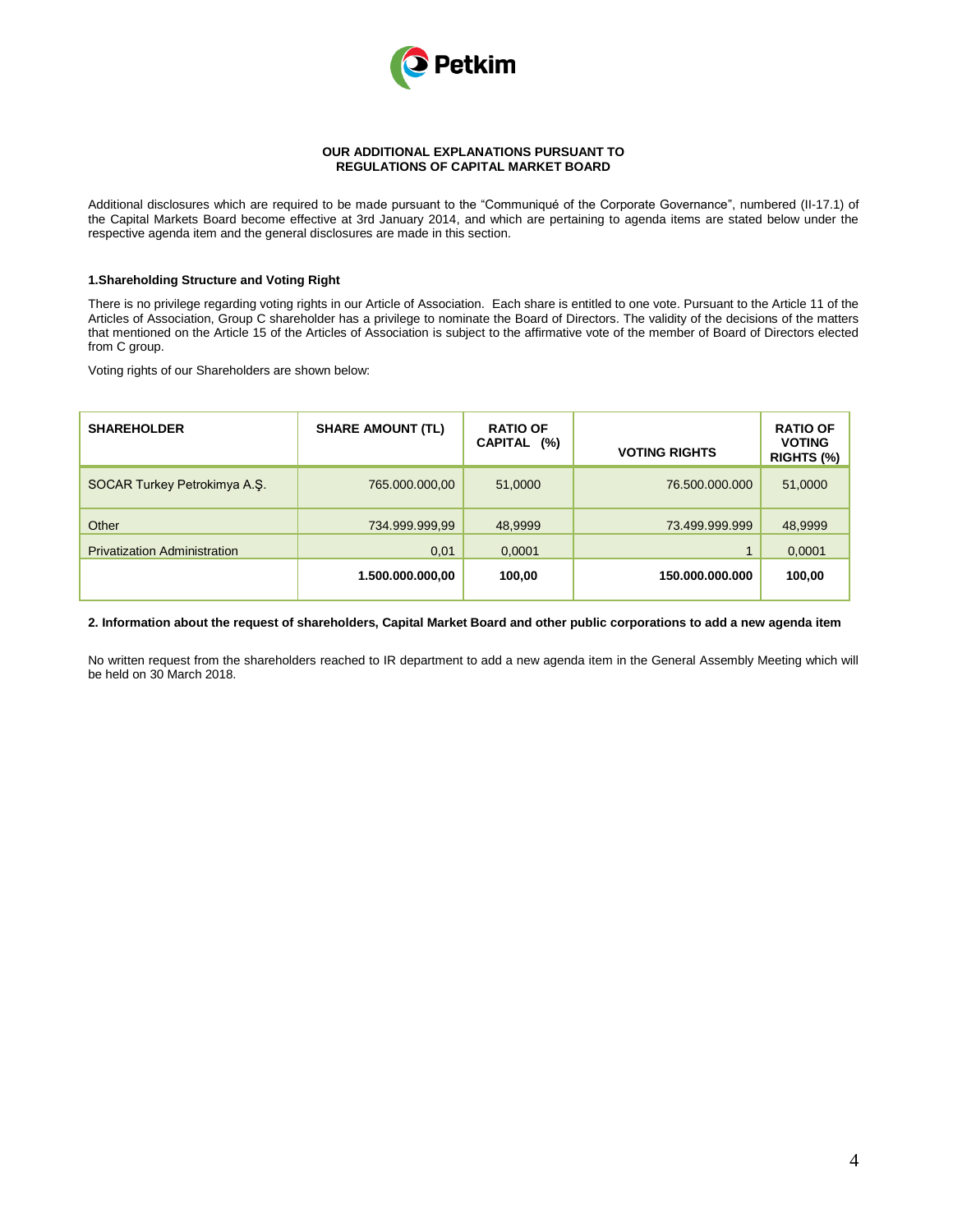# OUR ADDITIONAL EXPLANATIONS PURSUANT TO REGULATIONS OF CAPITAL MARKET BOARD

Additional disclosures which are required to be made pursuant to the "Communiqué of the Corporate Governance", numbered (II-17.1) of the Capital Markets Board become effective at 3rd January 2014, and which are pertaining to agenda items are stated below under the respective agenda item and the general disclosures are made in this section.

## 1.Shareholding Structure and Voting Right

There is no privilege regarding voting rights in our Article of Association. Each share is entitled to one vote. Pursuant to the Article 11 of the Articles of Association, Group C shareholder has a privilege to nominate the Board of Directors. The validity of the decisions of the matters that mentioned on the Article 15 of the Articles of Association is subject to the affirmative vote of the member of Board of Directors elected from C group.

Voting rights of our Shareholders are shown below:

| SHAREHOLDER | SHARE AMOUNT (TL) | RATIO OF CAPITAL (%) | VOTING RIGHTS | RATIO OF VOTING RIGHTS (%) |
|---|---|---|---|---|
| SOCAR Turkey Petrokimya A.Ş. | 765.000.000,00 | 51,0000 | 76.500.000.000 | 51,0000 |
| Other | 734.999.999,99 | 48,9999 | 73.499.999.999 | 48,9999 |
| Privatization Administration | 0,01 | 0,0001 | 1 | 0,0001 |
| | **1.500.000.000,00** | **100,00** | **150.000.000.000** | **100,00** |

## 2. Information about the request of shareholders, Capital Market Board and other public corporations to add a new agenda item

No written request from the shareholders reached to IR department to add a new agenda item in the General Assembly Meeting which will be held on 30 March 2018.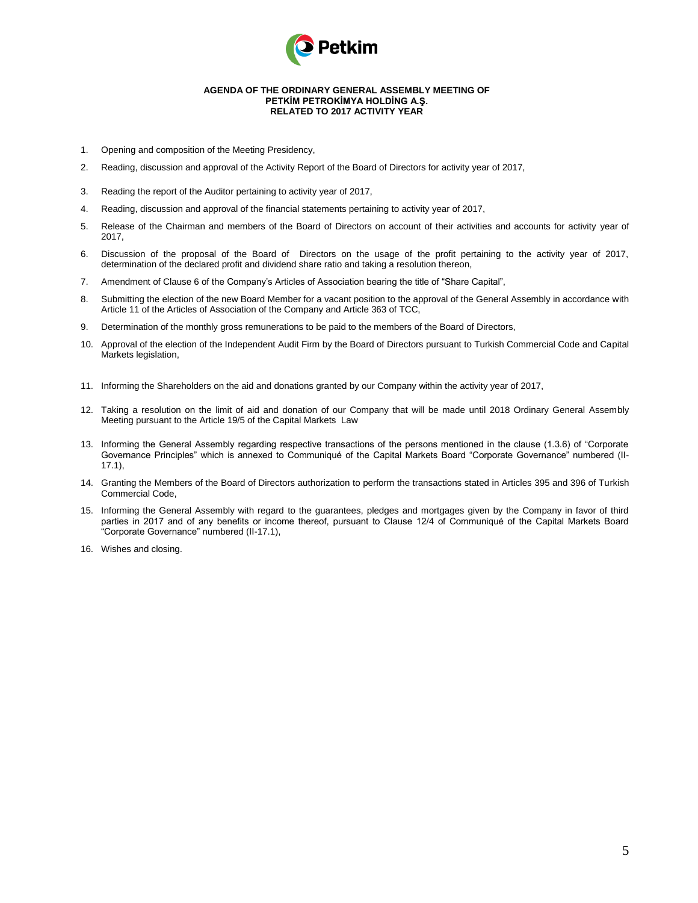**AGENDA OF THE ORDINARY GENERAL ASSEMBLY MEETING OF PETKİM PETROKİMYA HOLDİNG A.Ş. RELATED TO 2017 ACTIVITY YEAR**

1. Opening and composition of the Meeting Presidency,
2. Reading, discussion and approval of the Activity Report of the Board of Directors for activity year of 2017,
3. Reading the report of the Auditor pertaining to activity year of 2017,
4. Reading, discussion and approval of the financial statements pertaining to activity year of 2017,
5. Release of the Chairman and members of the Board of Directors on account of their activities and accounts for activity year of 2017,
6. Discussion of the proposal of the Board of Directors on the usage of the profit pertaining to the activity year of 2017, determination of the declared profit and dividend share ratio and taking a resolution thereon,
7. Amendment of Clause 6 of the Company's Articles of Association bearing the title of "Share Capital",
8. Submitting the election of the new Board Member for a vacant position to the approval of the General Assembly in accordance with Article 11 of the Articles of Association of the Company and Article 363 of TCC,
9. Determination of the monthly gross remunerations to be paid to the members of the Board of Directors,
10. Approval of the election of the Independent Audit Firm by the Board of Directors pursuant to Turkish Commercial Code and Capital Markets legislation,
11. Informing the Shareholders on the aid and donations granted by our Company within the activity year of 2017,
12. Taking a resolution on the limit of aid and donation of our Company that will be made until 2018 Ordinary General Assembly Meeting pursuant to the Article 19/5 of the Capital Markets Law
13. Informing the General Assembly regarding respective transactions of the persons mentioned in the clause (1.3.6) of "Corporate Governance Principles" which is annexed to Communiqué of the Capital Markets Board "Corporate Governance" numbered (II-17.1),
14. Granting the Members of the Board of Directors authorization to perform the transactions stated in Articles 395 and 396 of Turkish Commercial Code,
15. Informing the General Assembly with regard to the guarantees, pledges and mortgages given by the Company in favor of third parties in 2017 and of any benefits or income thereof, pursuant to Clause 12/4 of Communiqué of the Capital Markets Board "Corporate Governance" numbered (II-17.1),
16. Wishes and closing.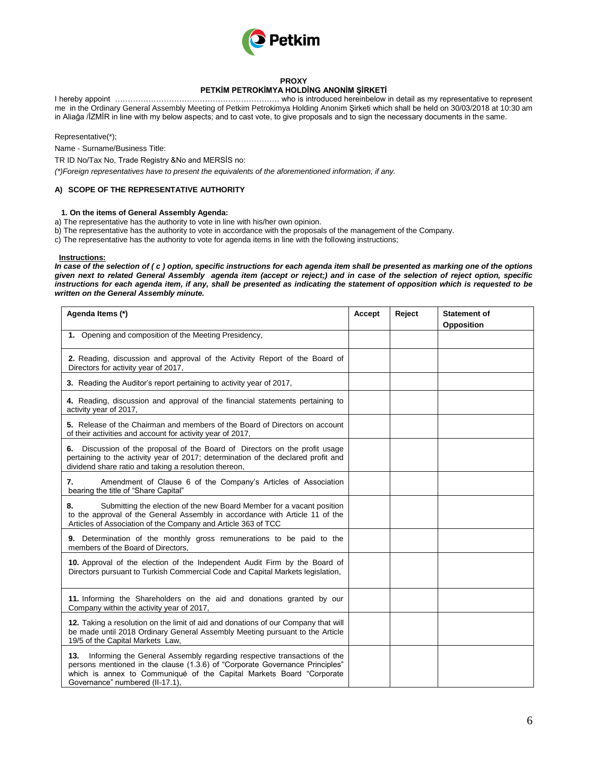**PROXY**

**PETKİM PETROKİMYA HOLDİNG ANONİM ŞİRKETİ**

I hereby appoint ………………………………………………………. who is introduced hereinbelow in detail as my representative to represent me in the Ordinary General Assembly Meeting of Petkim Petrokimya Holding Anonim Şirketi which shall be held on 30/03/2018 at 10:30 am in Aliağa /İZMİR in line with my below aspects; and to cast vote, to give proposals and to sign the necessary documents in the same.

Representative(*);

Name - Surname/Business Title:

TR ID No/Tax No, Trade Registry &No and MERSİS no:

*(*)Foreign representatives have to present the equivalents of the aforementioned information, if any.*

### A) SCOPE OF THE REPRESENTATIVE AUTHORITY

**1. On the items of General Assembly Agenda:**

a) The representative has the authority to vote in line with his/her own opinion.
b) The representative has the authority to vote in accordance with the proposals of the management of the Company.
c) The representative has the authority to vote for agenda items in line with the following instructions;

**Instructions:**

***In case of the selection of ( c ) option, specific instructions for each agenda item shall be presented as marking one of the options given next to related General Assembly agenda item (accept or reject;) and in case of the selection of reject option, specific instructions for each agenda item, if any, shall be presented as indicating the statement of opposition which is requested to be written on the General Assembly minute.***

| Agenda Items (*) | Accept | Reject | Statement of Opposition |
|---|---|---|---|
| **1.** Opening and composition of the Meeting Presidency, | | | |
| **2.** Reading, discussion and approval of the Activity Report of the Board of Directors for activity year of 2017, | | | |
| **3.** Reading the Auditor's report pertaining to activity year of 2017, | | | |
| **4.** Reading, discussion and approval of the financial statements pertaining to activity year of 2017, | | | |
| **5.** Release of the Chairman and members of the Board of Directors on account of their activities and account for activity year of 2017, | | | |
| **6.** Discussion of the proposal of the Board of Directors on the profit usage pertaining to the activity year of 2017; determination of the declared profit and dividend share ratio and taking a resolution thereon, | | | |
| **7.** Amendment of Clause 6 of the Company's Articles of Association bearing the title of "Share Capital" | | | |
| **8.** Submitting the election of the new Board Member for a vacant position to the approval of the General Assembly in accordance with Article 11 of the Articles of Association of the Company and Article 363 of TCC | | | |
| **9.** Determination of the monthly gross remunerations to be paid to the members of the Board of Directors, | | | |
| **10.** Approval of the election of the Independent Audit Firm by the Board of Directors pursuant to Turkish Commercial Code and Capital Markets legislation, | | | |
| **11.** Informing the Shareholders on the aid and donations granted by our Company within the activity year of 2017, | | | |
| **12.** Taking a resolution on the limit of aid and donations of our Company that will be made until 2018 Ordinary General Assembly Meeting pursuant to the Article 19/5 of the Capital Markets Law, | | | |
| **13.** Informing the General Assembly regarding respective transactions of the persons mentioned in the clause (1.3.6) of "Corporate Governance Principles" which is annex to Communiqué of the Capital Markets Board "Corporate Governance" numbered (II-17.1), | | | |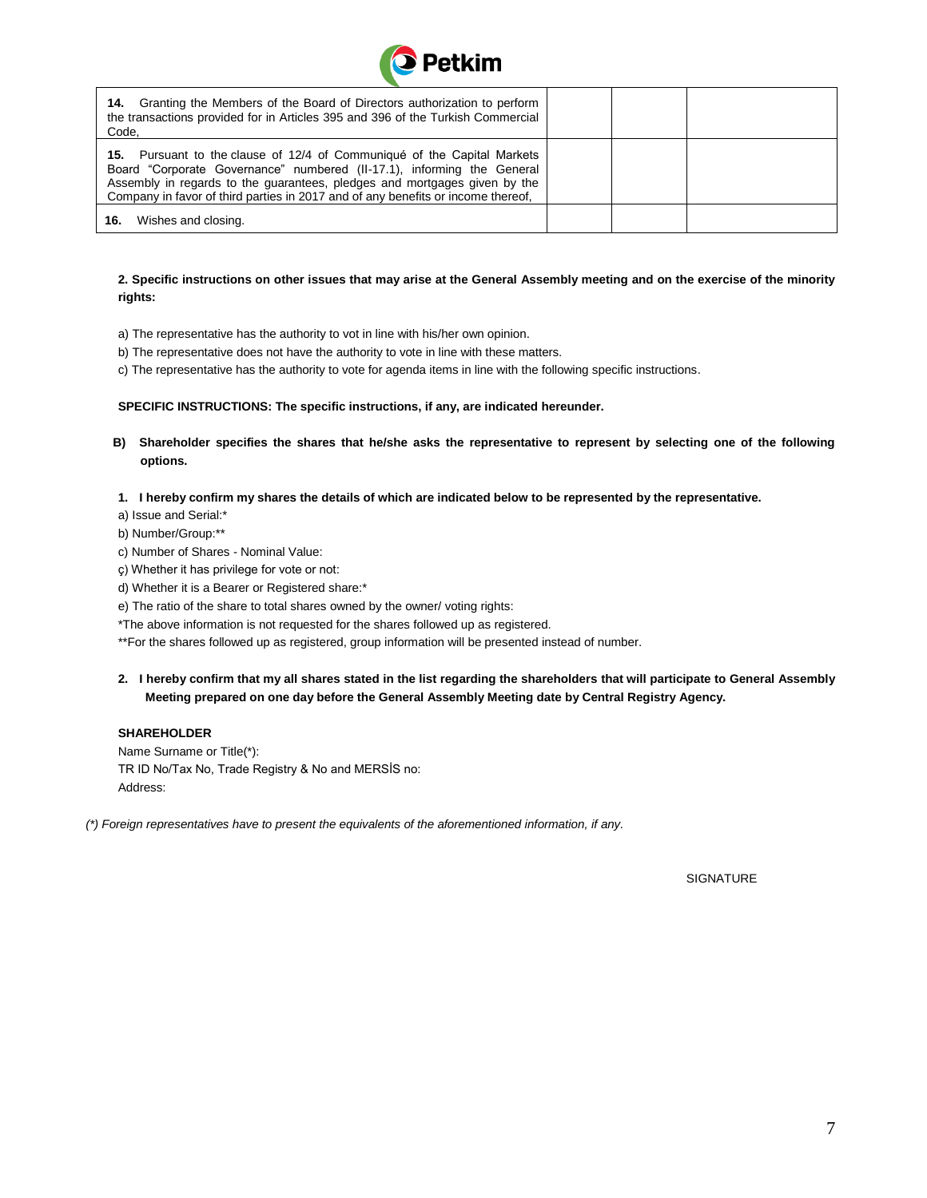| | | | |
|---|---|---|---|
| **14.** Granting the Members of the Board of Directors authorization to perform the transactions provided for in Articles 395 and 396 of the Turkish Commercial Code, | | | |
| **15.** Pursuant to the clause of 12/4 of Communiqué of the Capital Markets Board "Corporate Governance" numbered (II-17.1), informing the General Assembly in regards to the guarantees, pledges and mortgages given by the Company in favor of third parties in 2017 and of any benefits or income thereof, | | | |
| **16.** Wishes and closing. | | | |

**2. Specific instructions on other issues that may arise at the General Assembly meeting and on the exercise of the minority rights:**

a) The representative has the authority to vot in line with his/her own opinion.

b) The representative does not have the authority to vote in line with these matters.

c) The representative has the authority to vote for agenda items in line with the following specific instructions.

**SPECIFIC INSTRUCTIONS: The specific instructions, if any, are indicated hereunder.**

**B) Shareholder specifies the shares that he/she asks the representative to represent by selecting one of the following options.**

**1. I hereby confirm my shares the details of which are indicated below to be represented by the representative.**

a) Issue and Serial:*

b) Number/Group:**

c) Number of Shares - Nominal Value:

ç) Whether it has privilege for vote or not:

d) Whether it is a Bearer or Registered share:*

e) The ratio of the share to total shares owned by the owner/ voting rights:

*The above information is not requested for the shares followed up as registered.

**For the shares followed up as registered, group information will be presented instead of number.

**2. I hereby confirm that my all shares stated in the list regarding the shareholders that will participate to General Assembly Meeting prepared on one day before the General Assembly Meeting date by Central Registry Agency.**

**SHAREHOLDER**

Name Surname or Title(*):

TR ID No/Tax No, Trade Registry & No and MERSİS no:

Address:

*(\*) Foreign representatives have to present the equivalents of the aforementioned information, if any.*

SIGNATURE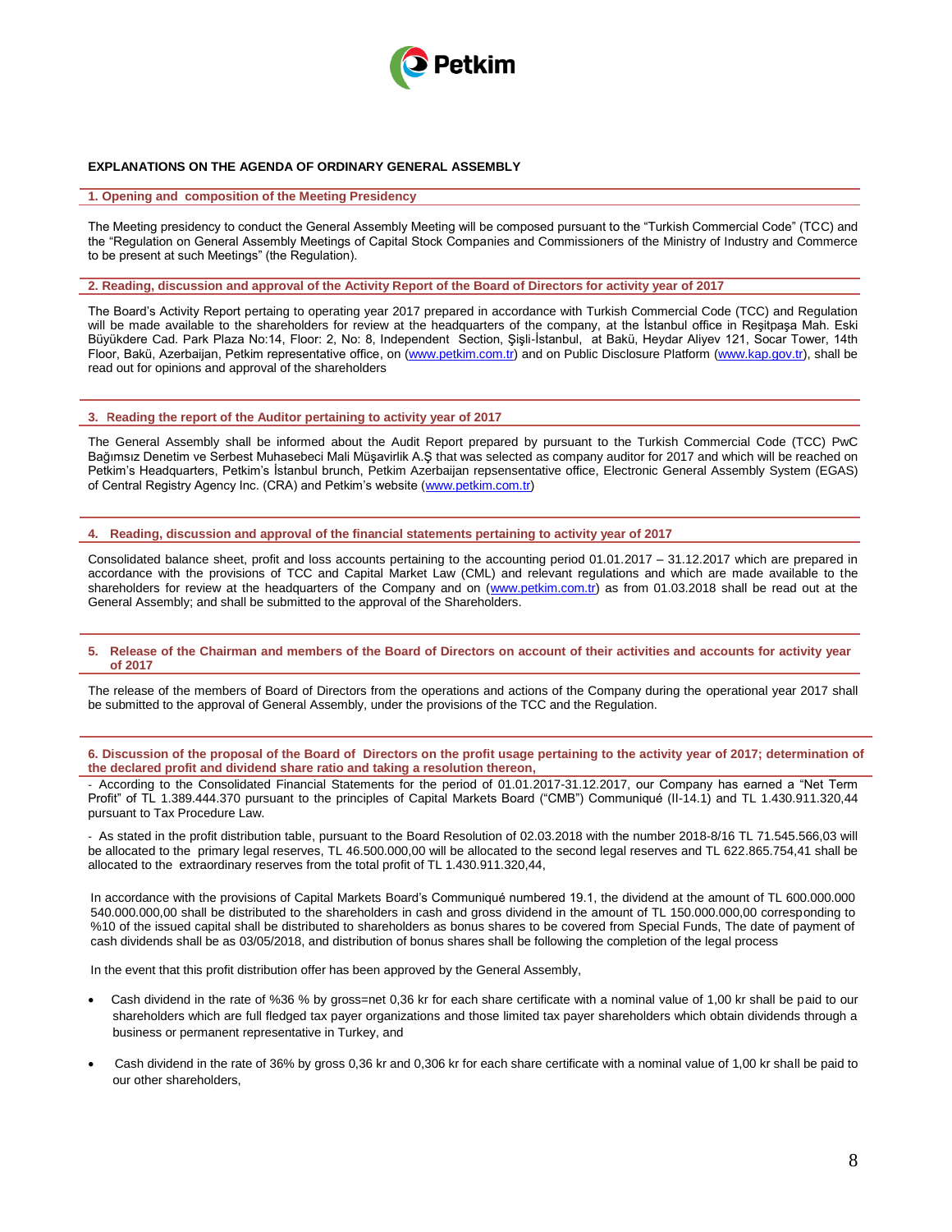## EXPLANATIONS ON THE AGENDA OF ORDINARY GENERAL ASSEMBLY

### 1. Opening and composition of the Meeting Presidency

The Meeting presidency to conduct the General Assembly Meeting will be composed pursuant to the "Turkish Commercial Code" (TCC) and the "Regulation on General Assembly Meetings of Capital Stock Companies and Commissioners of the Ministry of Industry and Commerce to be present at such Meetings" (the Regulation).

### 2. Reading, discussion and approval of the Activity Report of the Board of Directors for activity year of 2017

The Board's Activity Report pertaining to operating year 2017 prepared in accordance with Turkish Commercial Code (TCC) and Regulation will be made available to the shareholders for review at the headquarters of the company, at the İstanbul office in Reşitpaşa Mah. Eski Büyükdere Cad. Park Plaza No:14, Floor: 2, No: 8, Independent Section, Şişli-İstanbul, at Bakü, Heydar Aliyev 121, Socar Tower, 14th Floor, Bakü, Azerbaijan, Petkim representative office, on (www.petkim.com.tr) and on Public Disclosure Platform (www.kap.gov.tr), shall be read out for opinions and approval of the shareholders

### 3. Reading the report of the Auditor pertaining to activity year of 2017

The General Assembly shall be informed about the Audit Report prepared by pursuant to the Turkish Commercial Code (TCC) PwC Bağımsız Denetim ve Serbest Muhasebeci Mali Müşavirlik A.Ş that was selected as company auditor for 2017 and which will be reached on Petkim's Headquarters, Petkim's İstanbul brunch, Petkim Azerbaijan repsensentative office, Electronic General Assembly System (EGAS) of Central Registry Agency Inc. (CRA) and Petkim's website (www.petkim.com.tr)

### 4. Reading, discussion and approval of the financial statements pertaining to activity year of 2017

Consolidated balance sheet, profit and loss accounts pertaining to the accounting period 01.01.2017 – 31.12.2017 which are prepared in accordance with the provisions of TCC and Capital Market Law (CML) and relevant regulations and which are made available to the shareholders for review at the headquarters of the Company and on (www.petkim.com.tr) as from 01.03.2018 shall be read out at the General Assembly; and shall be submitted to the approval of the Shareholders.

### 5. Release of the Chairman and members of the Board of Directors on account of their activities and accounts for activity year of 2017

The release of the members of Board of Directors from the operations and actions of the Company during the operational year 2017 shall be submitted to the approval of General Assembly, under the provisions of the TCC and the Regulation.

### 6. Discussion of the proposal of the Board of Directors on the profit usage pertaining to the activity year of 2017; determination of the declared profit and dividend share ratio and taking a resolution thereon,

- According to the Consolidated Financial Statements for the period of 01.01.2017-31.12.2017, our Company has earned a "Net Term Profit" of TL 1.389.444.370 pursuant to the principles of Capital Markets Board ("CMB") Communiqué (II-14.1) and TL 1.430.911.320,44 pursuant to Tax Procedure Law.

- As stated in the profit distribution table, pursuant to the Board Resolution of 02.03.2018 with the number 2018-8/16 TL 71.545.566,03 will be allocated to the primary legal reserves, TL 46.500.000,00 will be allocated to the second legal reserves and TL 622.865.754,41 shall be allocated to the extraordinary reserves from the total profit of TL 1.430.911.320,44,

In accordance with the provisions of Capital Markets Board's Communiqué numbered 19.1, the dividend at the amount of TL 600.000.000 540.000.000,00 shall be distributed to the shareholders in cash and gross dividend in the amount of TL 150.000.000,00 corresponding to %10 of the issued capital shall be distributed to shareholders as bonus shares to be covered from Special Funds, The date of payment of cash dividends shall be as 03/05/2018, and distribution of bonus shares shall be following the completion of the legal process

In the event that this profit distribution offer has been approved by the General Assembly,

- Cash dividend in the rate of %36 % by gross=net 0,36 kr for each share certificate with a nominal value of 1,00 kr shall be paid to our shareholders which are full fledged tax payer organizations and those limited tax payer shareholders which obtain dividends through a business or permanent representative in Turkey, and
- Cash dividend in the rate of 36% by gross 0,36 kr and 0,306 kr for each share certificate with a nominal value of 1,00 kr shall be paid to our other shareholders,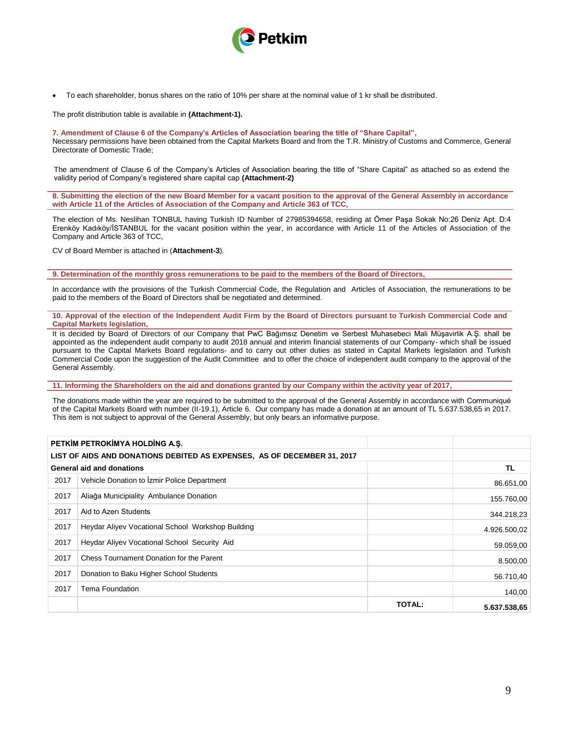- To each shareholder, bonus shares on the ratio of 10% per share at the nominal value of 1 kr shall be distributed.

The profit distribution table is available in **(Attachment-1).**

**7. Amendment of Clause 6 of the Company's Articles of Association bearing the title of "Share Capital",**

Necessary permissions have been obtained from the Capital Markets Board and from the T.R. Ministry of Customs and Commerce, General Directorate of Domestic Trade;

The amendment of Clause 6 of the Company's Articles of Association bearing the title of "Share Capital" as attached so as extend the validity period of Company's registered share capital cap **(Attachment-2)**

**8. Submitting the election of the new Board Member for a vacant position to the approval of the General Assembly in accordance with Article 11 of the Articles of Association of the Company and Article 363 of TCC,**

The election of Ms. Neslihan TONBUL having Turkish ID Number of 27985394658, residing at Ömer Paşa Sokak No:26 Deniz Apt. D:4 Erenköy Kadıköy/İSTANBUL for the vacant position within the year, in accordance with Article 11 of the Articles of Association of the Company and Article 363 of TCC,

CV of Board Member is attached in (**Attachment-3**).

**9. Determination of the monthly gross remunerations to be paid to the members of the Board of Directors,**

In accordance with the provisions of the Turkish Commercial Code, the Regulation and Articles of Association, the remunerations to be paid to the members of the Board of Directors shall be negotiated and determined.

**10. Approval of the election of the Independent Audit Firm by the Board of Directors pursuant to Turkish Commercial Code and Capital Markets legislation,**

It is decided by Board of Directors of our Company that PwC Bağımsız Denetim ve Serbest Muhasebeci Mali Müşavirlik A.Ş. shall be appointed as the independent audit company to audit 2018 annual and interim financial statements of our Company- which shall be issued pursuant to the Capital Markets Board regulations- and to carry out other duties as stated in Capital Markets legislation and Turkish Commercial Code upon the suggestion of the Audit Committee and to offer the choice of independent audit company to the approval of the General Assembly.

**11. Informing the Shareholders on the aid and donations granted by our Company within the activity year of 2017,**

The donations made within the year are required to be submitted to the approval of the General Assembly in accordance with Communiqué of the Capital Markets Board with number (II-19.1), Article 6. Our company has made a donation at an amount of TL 5.637.538,65 in 2017. This item is not subject to approval of the General Assembly, but only bears an informative purpose.

| PETKİM PETROKİMYA HOLDİNG A.Ş. | | | |
|---|---|---|---|
| LIST OF AIDS AND DONATIONS DEBITED AS EXPENSES, AS OF DECEMBER 31, 2017 | | | |
| General aid and donations | | | TL |
| 2017 | Vehicle Donation to İzmir Police Department | | 86.651,00 |
| 2017 | Aliağa Municipiality Ambulance Donation | | 155.760,00 |
| 2017 | Aid to Azerı Students | | 344.218,23 |
| 2017 | Heydar Aliyev Vocational School Workshop Building | | 4.926.500,02 |
| 2017 | Heydar Aliyev Vocational School Security Aid | | 59.059,00 |
| 2017 | Chess Tournament Donation for the Parent | | 8.500,00 |
| 2017 | Donation to Baku Higher School Students | | 56.710,40 |
| 2017 | Tema Foundation | | 140,00 |
| | | **TOTAL:** | **5.637.538,65** |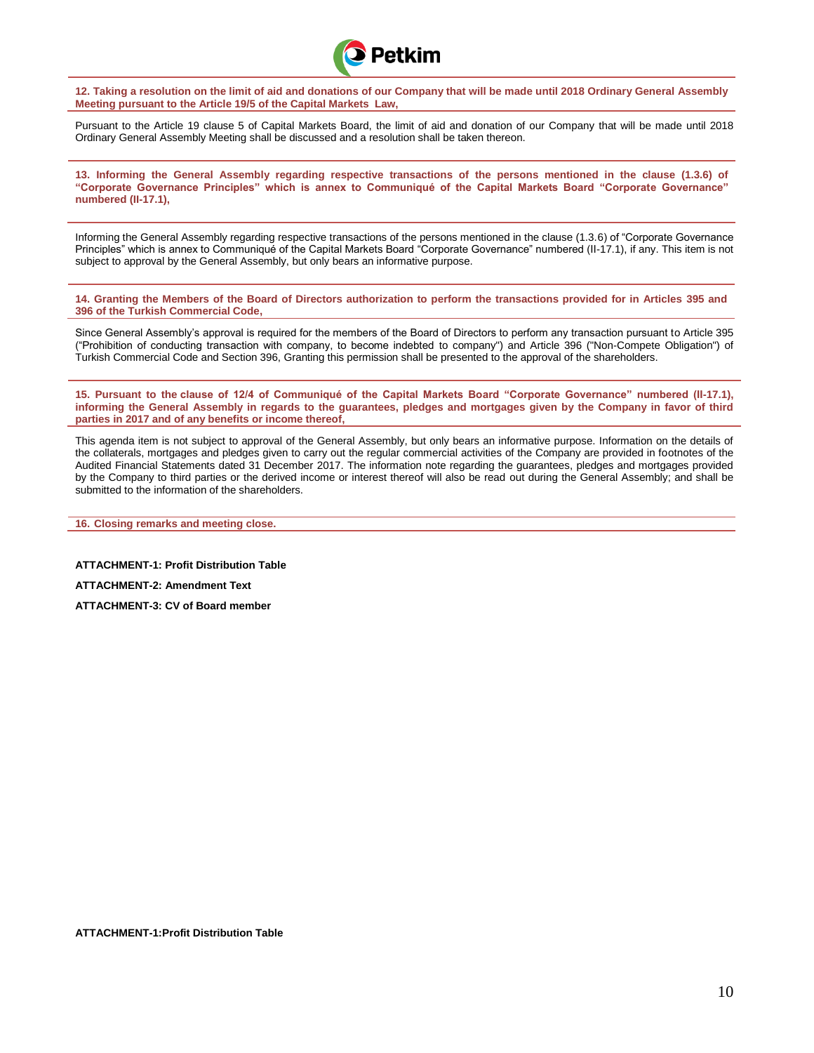**12. Taking a resolution on the limit of aid and donations of our Company that will be made until 2018 Ordinary General Assembly Meeting pursuant to the Article 19/5 of the Capital Markets Law,**

Pursuant to the Article 19 clause 5 of Capital Markets Board, the limit of aid and donation of our Company that will be made until 2018 Ordinary General Assembly Meeting shall be discussed and a resolution shall be taken thereon.

**13. Informing the General Assembly regarding respective transactions of the persons mentioned in the clause (1.3.6) of "Corporate Governance Principles" which is annex to Communiqué of the Capital Markets Board "Corporate Governance" numbered (II-17.1),**

Informing the General Assembly regarding respective transactions of the persons mentioned in the clause (1.3.6) of "Corporate Governance Principles" which is annex to Communiqué of the Capital Markets Board "Corporate Governance" numbered (II-17.1), if any. This item is not subject to approval by the General Assembly, but only bears an informative purpose.

**14. Granting the Members of the Board of Directors authorization to perform the transactions provided for in Articles 395 and 396 of the Turkish Commercial Code,**

Since General Assembly's approval is required for the members of the Board of Directors to perform any transaction pursuant to Article 395 ("Prohibition of conducting transaction with company, to become indebted to company") and Article 396 ("Non-Compete Obligation") of Turkish Commercial Code and Section 396, Granting this permission shall be presented to the approval of the shareholders.

**15. Pursuant to the clause of 12/4 of Communiqué of the Capital Markets Board "Corporate Governance" numbered (II-17.1), informing the General Assembly in regards to the guarantees, pledges and mortgages given by the Company in favor of third parties in 2017 and of any benefits or income thereof,**

This agenda item is not subject to approval of the General Assembly, but only bears an informative purpose. Information on the details of the collaterals, mortgages and pledges given to carry out the regular commercial activities of the Company are provided in footnotes of the Audited Financial Statements dated 31 December 2017. The information note regarding the guarantees, pledges and mortgages provided by the Company to third parties or the derived income or interest thereof will also be read out during the General Assembly; and shall be submitted to the information of the shareholders.

**16. Closing remarks and meeting close.**

**ATTACHMENT-1: Profit Distribution Table**

**ATTACHMENT-2: Amendment Text**

**ATTACHMENT-3: CV of Board member**

**ATTACHMENT-1:Profit Distribution Table**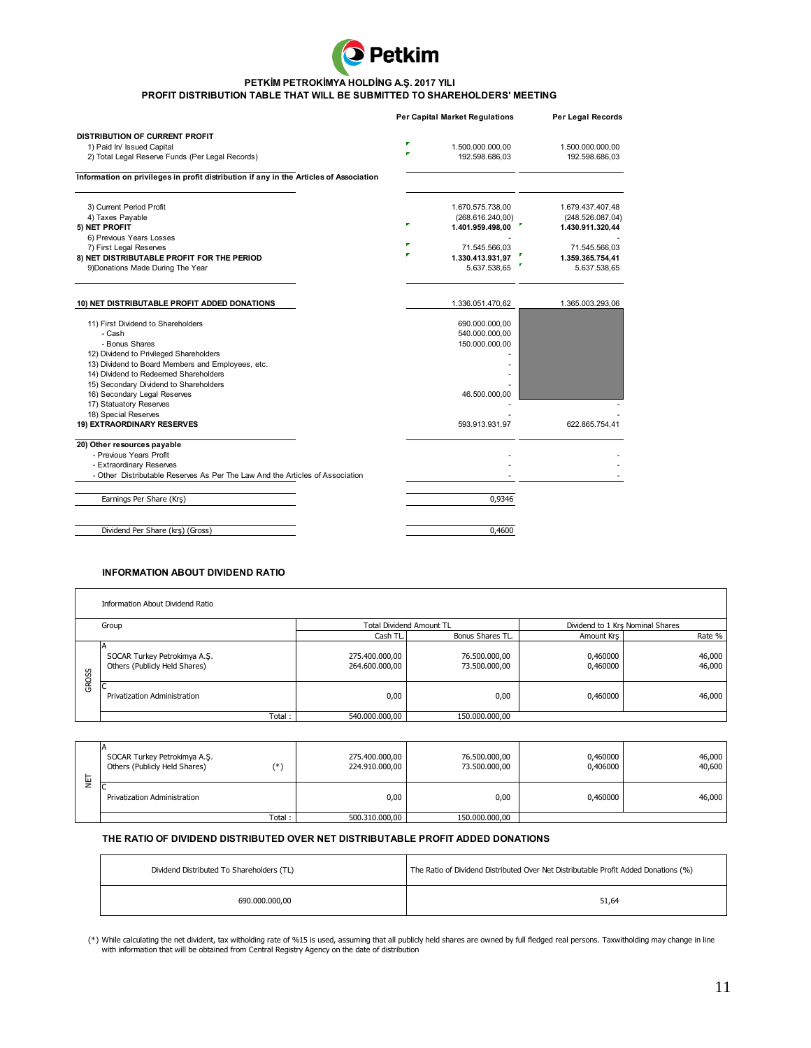**PETKİM PETROKİMYA HOLDİNG A.Ş. 2017 YILI**

**PROFIT DISTRIBUTION TABLE THAT WILL BE SUBMITTED TO SHAREHOLDERS' MEETING**

| | Per Capital Market Regulations | Per Legal Records |
|---|---|---|
| **DISTRIBUTION OF CURRENT PROFIT** | | |
| 1) Paid In/ Issued Capital | 1.500.000.000,00 | 1.500.000.000,00 |
| 2) Total Legal Reserve Funds (Per Legal Records) | 192.598.686,03 | 192.598.686,03 |
| **Information on privileges in profit distribution if any in the Articles of Association** | | |
| 3) Current Period Profit | 1.670.575.738,00 | 1.679.437.407,48 |
| 4) Taxes Payable | (268.616.240,00) | (248.526.087,04) |
| **5) NET PROFIT** | **1.401.959.498,00** | **1.430.911.320,44** |
| 6) Previous Years Losses | - | - |
| 7) First Legal Reserves | 71.545.566,03 | 71.545.566,03 |
| **8) NET DISTRIBUTABLE PROFIT FOR THE PERIOD** | **1.330.413.931,97** | **1.359.365.754,41** |
| 9)Donations Made During The Year | 5.637.538,65 | 5.637.538,65 |
| **10) NET DISTRIBUTABLE PROFIT ADDED DONATIONS** | 1.336.051.470,62 | 1.365.003.293,06 |
| 11) First Dividend to Shareholders | 690.000.000,00 | |
| - Cash | 540.000.000,00 | |
| - Bonus Shares | 150.000.000,00 | |
| 12) Dividend to Privileged Shareholders | - | |
| 13) Dividend to Board Members and Employees, etc. | - | |
| 14) Dividend to Redeemed Shareholders | - | |
| 15) Secondary Dividend to Shareholders | - | |
| 16) Secondary Legal Reserves | 46.500.000,00 | |
| 17) Statuatory Reserves | - | - |
| 18) Special Reserves | - | - |
| **19) EXTRAORDINARY RESERVES** | 593.913.931,97 | 622.865.754,41 |
| **20) Other resources payable** | | |
| - Previous Years Profit | - | - |
| - Extraordinary Reserves | - | - |
| - Other Distributable Reserves As Per The Law And the Articles of Association | - | - |
| Earnings Per Share (Krş) | 0,9346 | |
| Dividend Per Share (krş) (Gross) | 0,4600 | |

**INFORMATION ABOUT DIVIDEND RATIO**

Information About Dividend Ratio

| | Group | Total Dividend Amount TL | | Dividend to 1 Krş Nominal Shares | |
|---|---|---|---|---|---|
| | | Cash TL | Bonus Shares TL | Amount Krş | Rate % |
| GROSS | A | | | | |
| | SOCAR Turkey Petrokimya A.Ş. | 275.400.000,00 | 76.500.000,00 | 0,460000 | 46,000 |
| | Others (Publicly Held Shares) | 264.600.000,00 | 73.500.000,00 | 0,460000 | 46,000 |
| | C | | | | |
| | Privatization Administration | 0,00 | 0,00 | 0,460000 | 46,000 |
| | Total : | 540.000.000,00 | 150.000.000,00 | | |
| NET | A | | | | |
| | SOCAR Turkey Petrokimya A.Ş. | 275.400.000,00 | 76.500.000,00 | 0,460000 | 46,000 |
| | Others (Publicly Held Shares) (*) | 224.910.000,00 | 73.500.000,00 | 0,406000 | 40,600 |
| | C | | | | |
| | Privatization Administration | 0,00 | 0,00 | 0,460000 | 46,000 |
| | Total : | 500.310.000,00 | 150.000.000,00 | | |

**THE RATIO OF DIVIDEND DISTRIBUTED OVER NET DISTRIBUTABLE PROFIT ADDED DONATIONS**

| Dividend Distributed To Shareholders (TL) | The Ratio of Dividend Distributed Over Net Distributable Profit Added Donations (%) |
|---|---|
| 690.000.000,00 | 51,64 |

(*) While calculating the net divident, tax witholding rate of %15 is used, assuming that all publicly held shares are owned by full fledged real persons. Taxwitholding may change in line with information that will be obtained from Central Registry Agency on the date of distribution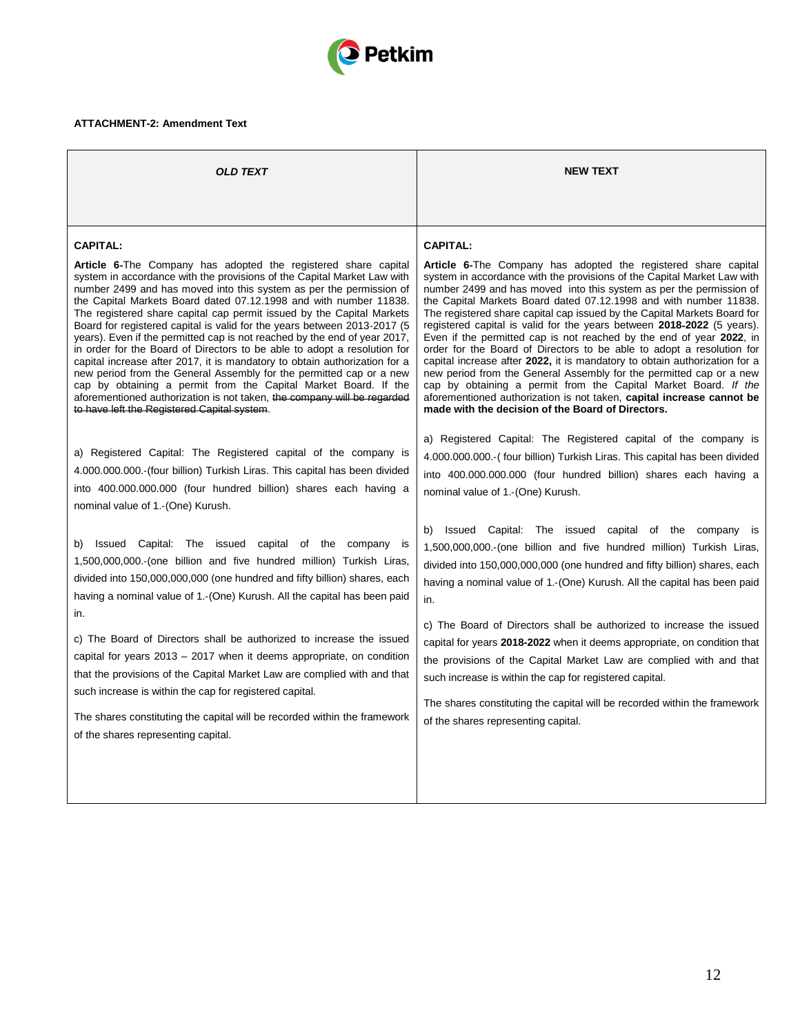**ATTACHMENT-2: Amendment Text**

| *OLD TEXT* | **NEW TEXT** |
|---|---|
| **CAPITAL:**<br><br>**Article 6**-The Company has adopted the registered share capital system in accordance with the provisions of the Capital Market Law with number 2499 and has moved into this system as per the permission of the Capital Markets Board dated 07.12.1998 and with number 11838. The registered share capital cap permit issued by the Capital Markets Board for registered capital is valid for the years between 2013-2017 (5 years). Even if the permitted cap is not reached by the end of year 2017, in order for the Board of Directors to be able to adopt a resolution for capital increase after 2017, it is mandatory to obtain authorization for a new period from the General Assembly for the permitted cap or a new cap by obtaining a permit from the Capital Market Board. If the aforementioned authorization is not taken, ~~the company will be regarded to have left the Registered Capital system~~. | **CAPITAL:**<br><br>**Article 6**-The Company has adopted the registered share capital system in accordance with the provisions of the Capital Market Law with number 2499 and has moved into this system as per the permission of the Capital Markets Board dated 07.12.1998 and with number 11838. The registered share capital cap issued by the Capital Markets Board for registered capital is valid for the years between **2018-2022** (5 years). Even if the permitted cap is not reached by the end of year **2022**, in order for the Board of Directors to be able to adopt a resolution for capital increase after **2022,** it is mandatory to obtain authorization for a new period from the General Assembly for the permitted cap or a new cap by obtaining a permit from the Capital Market Board. *If the* aforementioned authorization is not taken, **capital increase cannot be made with the decision of the Board of Directors.** |
| a) Registered Capital: The Registered capital of the company is 4.000.000.000.-(four billion) Turkish Liras. This capital has been divided into 400.000.000.000 (four hundred billion) shares each having a nominal value of 1.-(One) Kurush. | a) Registered Capital: The Registered capital of the company is 4.000.000.000.-( four billion) Turkish Liras. This capital has been divided into 400.000.000.000 (four hundred billion) shares each having a nominal value of 1.-(One) Kurush. |
| b) Issued Capital: The issued capital of the company is 1,500,000,000.-(one billion and five hundred million) Turkish Liras, divided into 150,000,000,000 (one hundred and fifty billion) shares, each having a nominal value of 1.-(One) Kurush. All the capital has been paid in. | b) Issued Capital: The issued capital of the company is 1,500,000,000.-(one billion and five hundred million) Turkish Liras, divided into 150,000,000,000 (one hundred and fifty billion) shares, each having a nominal value of 1.-(One) Kurush. All the capital has been paid in. |
| c) The Board of Directors shall be authorized to increase the issued capital for years 2013 – 2017 when it deems appropriate, on condition that the provisions of the Capital Market Law are complied with and that such increase is within the cap for registered capital.<br><br>The shares constituting the capital will be recorded within the framework of the shares representing capital. | c) The Board of Directors shall be authorized to increase the issued capital for years **2018-2022** when it deems appropriate, on condition that the provisions of the Capital Market Law are complied with and that such increase is within the cap for registered capital.<br><br>The shares constituting the capital will be recorded within the framework of the shares representing capital. |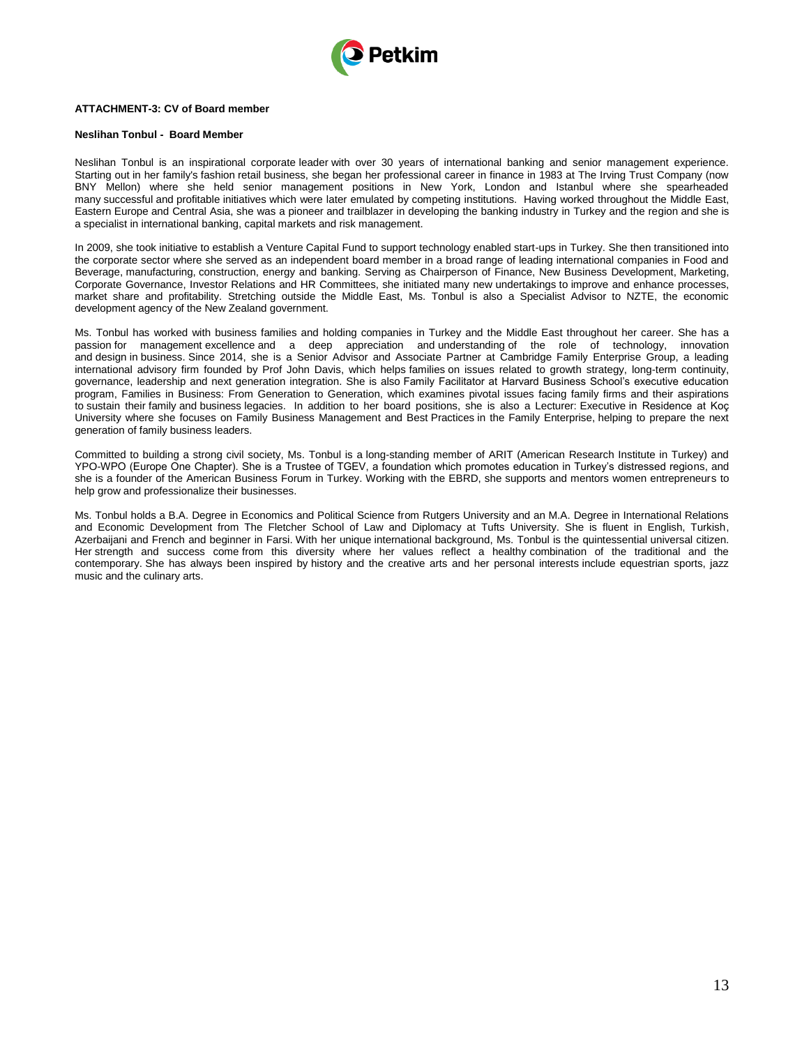**ATTACHMENT-3: CV of Board member**

**Neslihan Tonbul - Board Member**

Neslihan Tonbul is an inspirational corporate leader with over 30 years of international banking and senior management experience. Starting out in her family's fashion retail business, she began her professional career in finance in 1983 at The Irving Trust Company (now BNY Mellon) where she held senior management positions in New York, London and Istanbul where she spearheaded many successful and profitable initiatives which were later emulated by competing institutions. Having worked throughout the Middle East, Eastern Europe and Central Asia, she was a pioneer and trailblazer in developing the banking industry in Turkey and the region and she is a specialist in international banking, capital markets and risk management.

In 2009, she took initiative to establish a Venture Capital Fund to support technology enabled start-ups in Turkey. She then transitioned into the corporate sector where she served as an independent board member in a broad range of leading international companies in Food and Beverage, manufacturing, construction, energy and banking. Serving as Chairperson of Finance, New Business Development, Marketing, Corporate Governance, Investor Relations and HR Committees, she initiated many new undertakings to improve and enhance processes, market share and profitability. Stretching outside the Middle East, Ms. Tonbul is also a Specialist Advisor to NZTE, the economic development agency of the New Zealand government.

Ms. Tonbul has worked with business families and holding companies in Turkey and the Middle East throughout her career. She has a passion for management excellence and a deep appreciation and understanding of the role of technology, innovation and design in business. Since 2014, she is a Senior Advisor and Associate Partner at Cambridge Family Enterprise Group, a leading international advisory firm founded by Prof John Davis, which helps families on issues related to growth strategy, long-term continuity, governance, leadership and next generation integration. She is also Family Facilitator at Harvard Business School's executive education program, Families in Business: From Generation to Generation, which examines pivotal issues facing family firms and their aspirations to sustain their family and business legacies. In addition to her board positions, she is also a Lecturer: Executive in Residence at Koç University where she focuses on Family Business Management and Best Practices in the Family Enterprise, helping to prepare the next generation of family business leaders.

Committed to building a strong civil society, Ms. Tonbul is a long-standing member of ARIT (American Research Institute in Turkey) and YPO-WPO (Europe One Chapter). She is a Trustee of TGEV, a foundation which promotes education in Turkey's distressed regions, and she is a founder of the American Business Forum in Turkey. Working with the EBRD, she supports and mentors women entrepreneurs to help grow and professionalize their businesses.

Ms. Tonbul holds a B.A. Degree in Economics and Political Science from Rutgers University and an M.A. Degree in International Relations and Economic Development from The Fletcher School of Law and Diplomacy at Tufts University. She is fluent in English, Turkish, Azerbaijani and French and beginner in Farsi. With her unique international background, Ms. Tonbul is the quintessential universal citizen. Her strength and success come from this diversity where her values reflect a healthy combination of the traditional and the contemporary. She has always been inspired by history and the creative arts and her personal interests include equestrian sports, jazz music and the culinary arts.